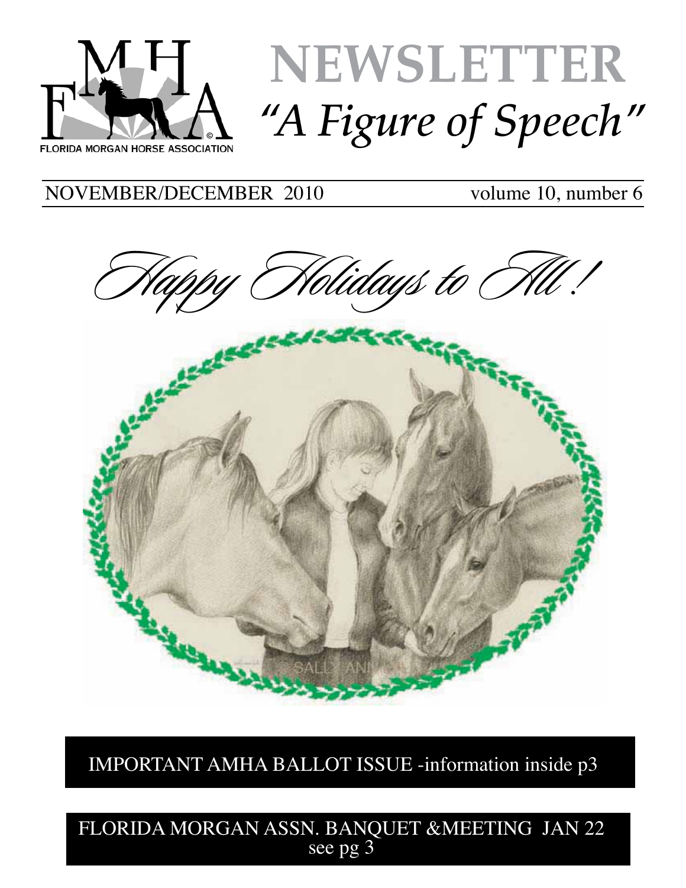FLORIDA MORGAN HORSE ASSOCIATION

# NEWSLETTER

## *"A Figure of Speech"*

NOVEMBER/DECEMBER 2010 volume 10, number 6

*Happy Holidays to All !*

IMPORTANT AMHA BALLOT ISSUE -information inside p3

FLORIDA MORGAN ASSN. BANQUET &MEETING JAN 22
see pg 3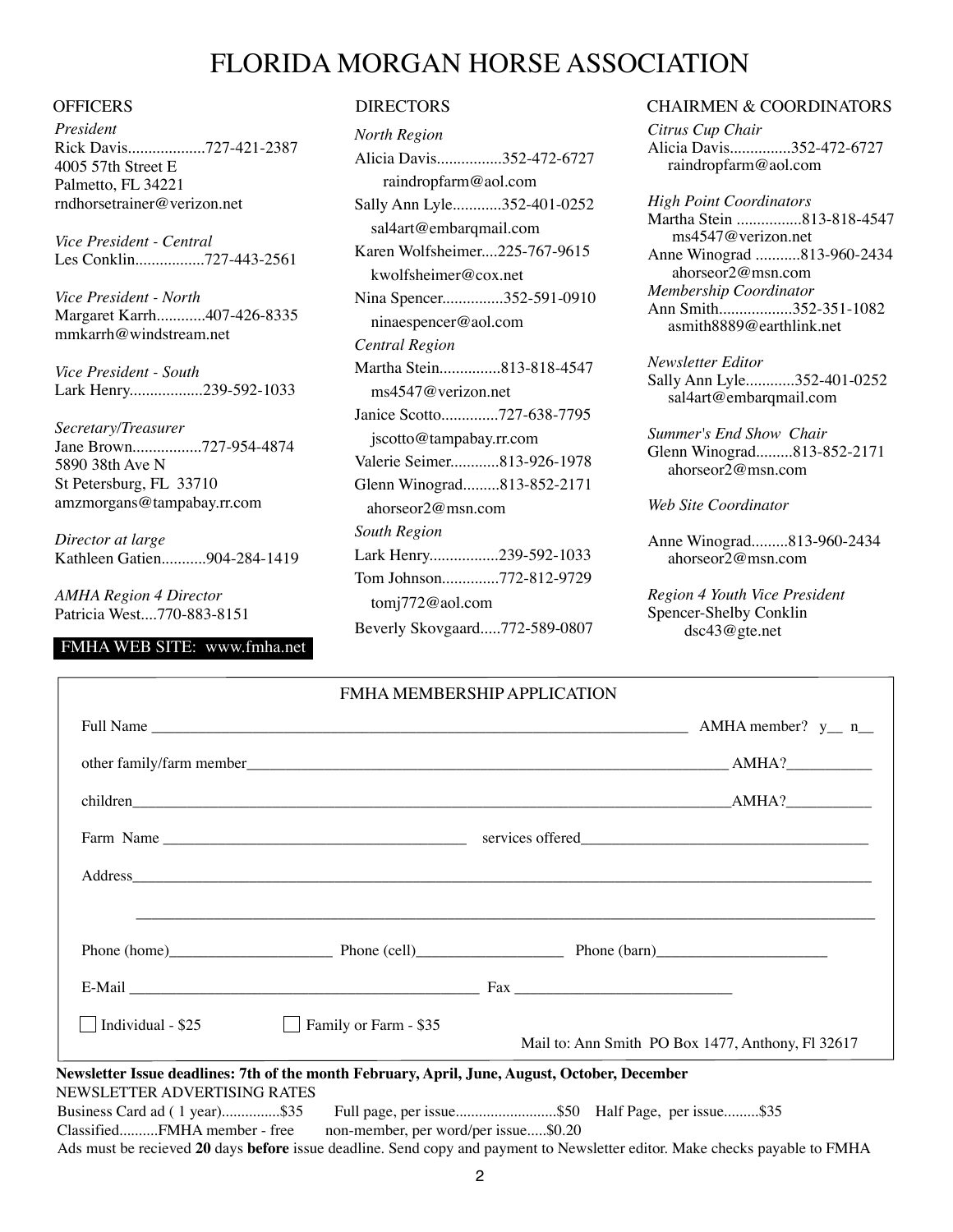# FLORIDA MORGAN HORSE ASSOCIATION

## OFFICERS

*President*
Rick Davis...................727-421-2387
4005 57th Street E
Palmetto, FL 34221
rndhorsetrainer@verizon.net

*Vice President - Central*
Les Conklin.................727-443-2561

*Vice President - North*
Margaret Karrh............407-426-8335
mmkarrh@windstream.net

*Vice President - South*
Lark Henry..................239-592-1033

*Secretary/Treasurer*
Jane Brown.................727-954-4874
5890 38th Ave N
St Petersburg, FL 33710
amzmorgans@tampabay.rr.com

*Director at large*
Kathleen Gatien...........904-284-1419

*AMHA Region 4 Director*
Patricia West....770-883-8151

FMHA WEB SITE: www.fmha.net

## DIRECTORS

*North Region*
Alicia Davis................352-472-6727
raindropfarm@aol.com
Sally Ann Lyle............352-401-0252
sal4art@embarqmail.com
Karen Wolfsheimer....225-767-9615
kwolfsheimer@cox.net
Nina Spencer...............352-591-0910
ninaespencer@aol.com

*Central Region*
Martha Stein...............813-818-4547
ms4547@verizon.net
Janice Scotto.............727-638-7795
jscotto@tampabay.rr.com
Valerie Seimer............813-926-1978
Glenn Winograd.........813-852-2171
ahorseor2@msn.com

*South Region*
Lark Henry.................239-592-1033
Tom Johnson.............772-812-9729
tomj772@aol.com
Beverly Skovgaard.....772-589-0807

## CHAIRMEN & COORDINATORS

*Citrus Cup Chair*
Alicia Davis...............352-472-6727
raindropfarm@aol.com

*High Point Coordinators*
Martha Stein ................813-818-4547
ms4547@verizon.net
Anne Winograd ...........813-960-2434
ahorseor2@msn.com

*Membership Coordinator*
Ann Smith..................352-351-1082
asmith8889@earthlink.net

*Newsletter Editor*
Sally Ann Lyle............352-401-0252
sal4art@embarqmail.com

*Summer's End Show Chair*
Glenn Winograd.........813-852-2171
ahorseor2@msn.com

*Web Site Coordinator*

Anne Winograd.........813-960-2434
ahorseor2@msn.com

*Region 4 Youth Vice President*
Spencer-Shelby Conklin
dsc43@gte.net

---

### FMHA MEMBERSHIP APPLICATION

Full Name ____________________________________________ AMHA member? y__ n__

other family/farm member____________________________________ AMHA?___________

children________________________________________________ AMHA?___________

Farm Name ______________________________ services offered______________________________

Address____________________________________________________________________

____________________________________________________________________

Phone (home)____________________ Phone (cell)__________________ Phone (barn)____________________

E-Mail ________________________________________ Fax __________________________

☐ Individual - $25 ☐ Family or Farm - $35

Mail to: Ann Smith PO Box 1477, Anthony, Fl 32617

---

**Newsletter Issue deadlines: 7th of the month February, April, June, August, October, December**

NEWSLETTER ADVERTISING RATES

Business Card ad ( 1 year)...............$35 Full page, per issue..........................$50 Half Page, per issue.........$35

Classified..........FMHA member - free non-member, per word/per issue.....$0.20

Ads must be recieved **20** days **before** issue deadline. Send copy and payment to Newsletter editor. Make checks payable to FMHA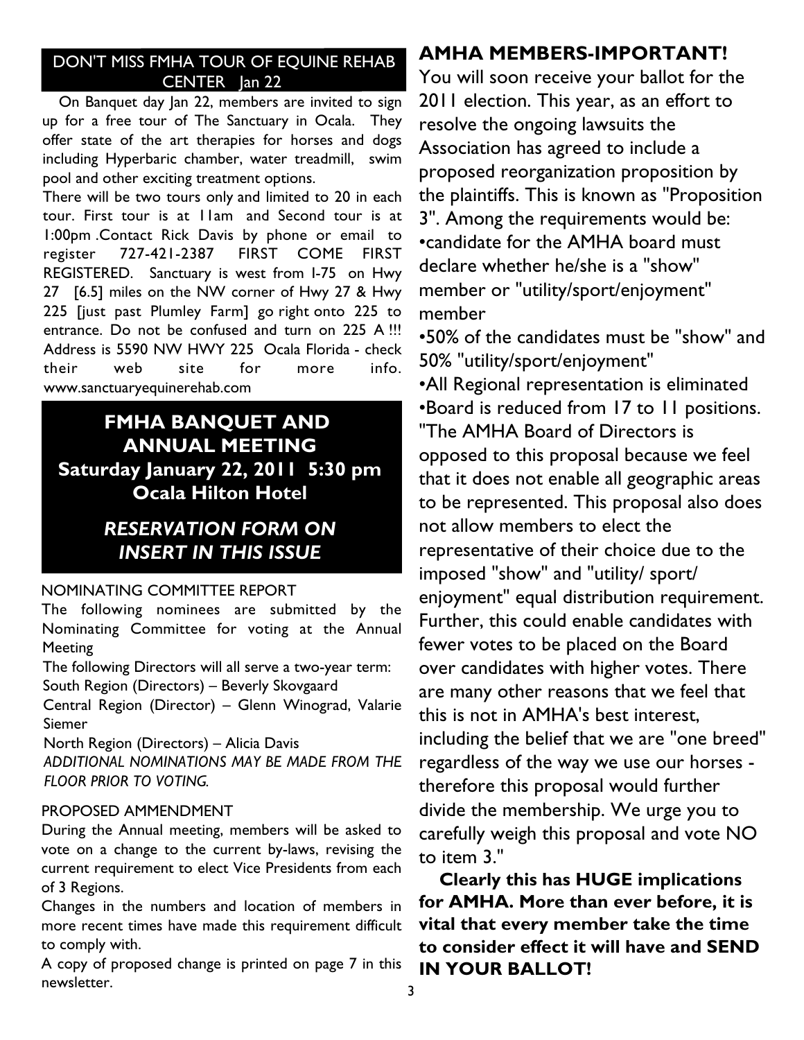## DON'T MISS FMHA TOUR OF EQUINE REHAB CENTER Jan 22

On Banquet day Jan 22, members are invited to sign up for a free tour of The Sanctuary in Ocala. They offer state of the art therapies for horses and dogs including Hyperbaric chamber, water treadmill, swim pool and other exciting treatment options.

There will be two tours only and limited to 20 in each tour. First tour is at 11am and Second tour is at 1:00pm .Contact Rick Davis by phone or email to register 727-421-2387 FIRST COME FIRST REGISTERED. Sanctuary is west from I-75 on Hwy 27 [6.5] miles on the NW corner of Hwy 27 & Hwy 225 [just past Plumley Farm] go right onto 225 to entrance. Do not be confused and turn on 225 A !!! Address is 5590 NW HWY 225 Ocala Florida - check their web site for more info. www.sanctuaryequinerehab.com

## FMHA BANQUET AND ANNUAL MEETING
**Saturday January 22, 2011 5:30 pm**
**Ocala Hilton Hotel**

***RESERVATION FORM ON INSERT IN THIS ISSUE***

### NOMINATING COMMITTEE REPORT

The following nominees are submitted by the Nominating Committee for voting at the Annual Meeting

The following Directors will all serve a two-year term:

South Region (Directors) – Beverly Skovgaard

Central Region (Director) – Glenn Winograd, Valarie Siemer

North Region (Directors) – Alicia Davis

*ADDITIONAL NOMINATIONS MAY BE MADE FROM THE FLOOR PRIOR TO VOTING.*

### PROPOSED AMMENDMENT

During the Annual meeting, members will be asked to vote on a change to the current by-laws, revising the current requirement to elect Vice Presidents from each of 3 Regions.

Changes in the numbers and location of members in more recent times have made this requirement difficult to comply with.

A copy of proposed change is printed on page 7 in this newsletter.

## AMHA MEMBERS-IMPORTANT!

You will soon receive your ballot for the 2011 election. This year, as an effort to resolve the ongoing lawsuits the Association has agreed to include a proposed reorganization proposition by the plaintiffs. This is known as "Proposition 3". Among the requirements would be:

- candidate for the AMHA board must declare whether he/she is a "show" member or "utility/sport/enjoyment" member
- 50% of the candidates must be "show" and 50% "utility/sport/enjoyment"
- All Regional representation is eliminated
- Board is reduced from 17 to 11 positions.

"The AMHA Board of Directors is opposed to this proposal because we feel that it does not enable all geographic areas to be represented. This proposal also does not allow members to elect the representative of their choice due to the imposed "show" and "utility/ sport/ enjoyment" equal distribution requirement. Further, this could enable candidates with fewer votes to be placed on the Board over candidates with higher votes. There are many other reasons that we feel that this is not in AMHA's best interest, including the belief that we are "one breed" regardless of the way we use our horses - therefore this proposal would further divide the membership. We urge you to carefully weigh this proposal and vote NO to item 3."

**Clearly this has HUGE implications for AMHA. More than ever before, it is vital that every member take the time to consider effect it will have and SEND IN YOUR BALLOT!**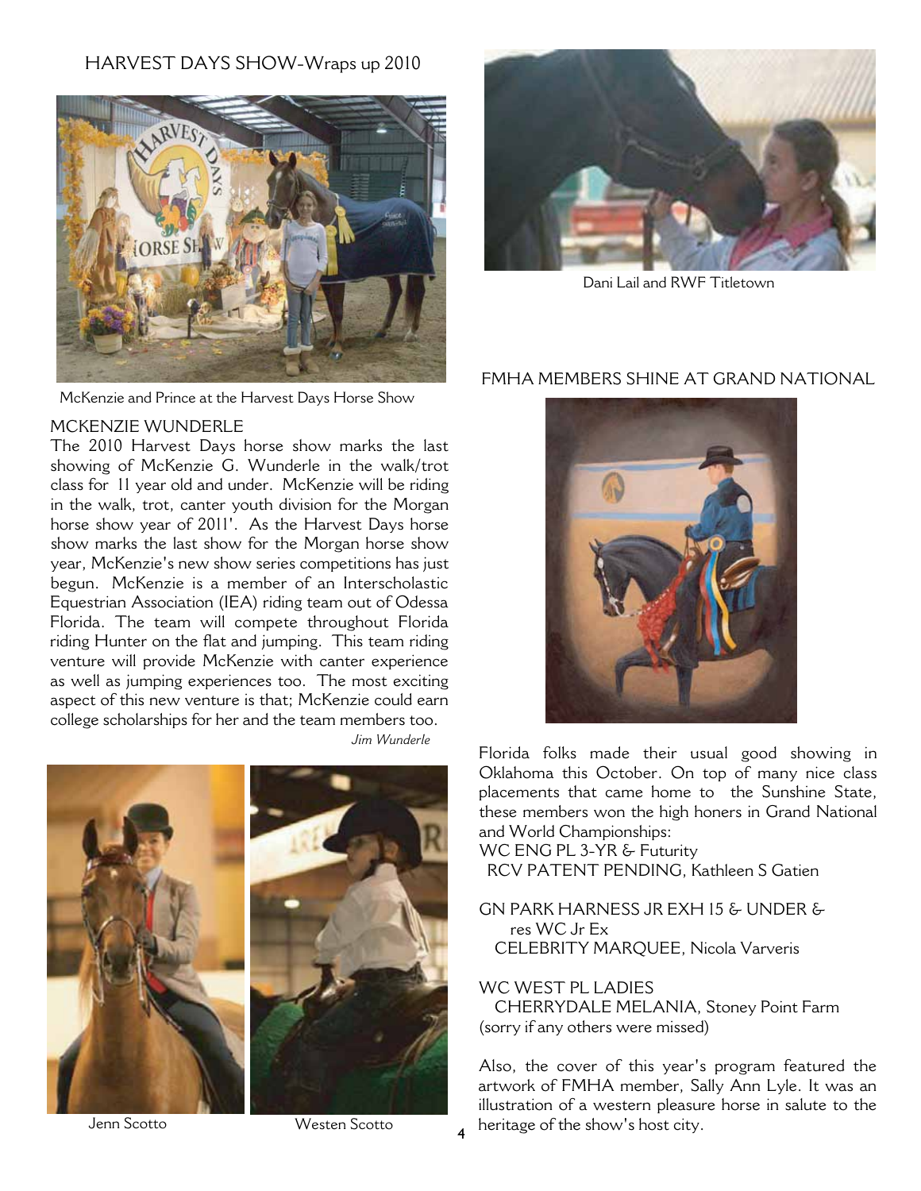## HARVEST DAYS SHOW-Wraps up 2010

McKenzie and Prince at the Harvest Days Horse Show

### MCKENZIE WUNDERLE

The 2010 Harvest Days horse show marks the last showing of McKenzie G. Wunderle in the walk/trot class for 11 year old and under. McKenzie will be riding in the walk, trot, canter youth division for the Morgan horse show year of 2011'. As the Harvest Days horse show marks the last show for the Morgan horse show year, McKenzie's new show series competitions has just begun. McKenzie is a member of an Interscholastic Equestrian Association (IEA) riding team out of Odessa Florida. The team will compete throughout Florida riding Hunter on the flat and jumping. This team riding venture will provide McKenzie with canter experience as well as jumping experiences too. The most exciting aspect of this new venture is that; McKenzie could earn college scholarships for her and the team members too.

*Jim Wunderle*

Jenn Scotto

Westen Scotto

Dani Lail and RWF Titletown

## FMHA MEMBERS SHINE AT GRAND NATIONAL

Florida folks made their usual good showing in Oklahoma this October. On top of many nice class placements that came home to the Sunshine State, these members won the high honers in Grand National and World Championships:

WC ENG PL 3-YR & Futurity
RCV PATENT PENDING, Kathleen S Gatien

GN PARK HARNESS JR EXH 15 & UNDER & res WC Jr Ex
CELEBRITY MARQUEE, Nicola Varveris

WC WEST PL LADIES
CHERRYDALE MELANIA, Stoney Point Farm
(sorry if any others were missed)

Also, the cover of this year's program featured the artwork of FMHA member, Sally Ann Lyle. It was an illustration of a western pleasure horse in salute to the heritage of the show's host city.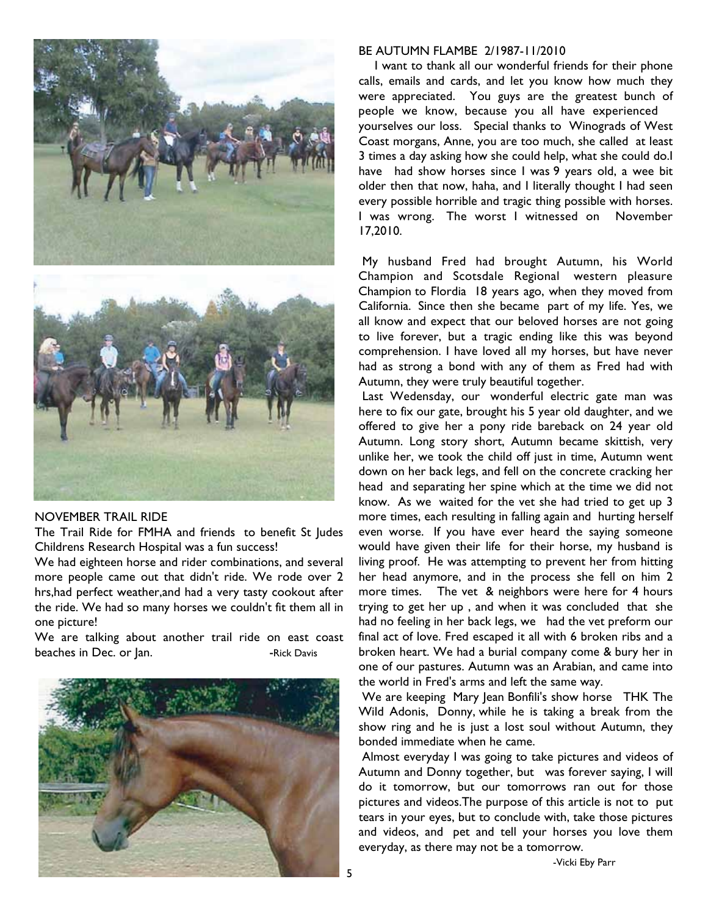## NOVEMBER TRAIL RIDE

The Trail Ride for FMHA and friends to benefit St Judes Childrens Research Hospital was a fun success!

We had eighteen horse and rider combinations, and several more people came out that didn't ride. We rode over 2 hrs,had perfect weather,and had a very tasty cookout after the ride. We had so many horses we couldn't fit them all in one picture!

We are talking about another trail ride on east coast beaches in Dec. or Jan.

-Rick Davis

## BE AUTUMN FLAMBE 2/1987-11/2010

I want to thank all our wonderful friends for their phone calls, emails and cards, and let you know how much they were appreciated. You guys are the greatest bunch of people we know, because you all have experienced yourselves our loss. Special thanks to Winograds of West Coast morgans, Anne, you are too much, she called at least 3 times a day asking how she could help, what she could do.I have had show horses since I was 9 years old, a wee bit older then that now, haha, and I literally thought I had seen every possible horrible and tragic thing possible with horses. I was wrong. The worst I witnessed on November 17,2010.

My husband Fred had brought Autumn, his World Champion and Scotsdale Regional western pleasure Champion to Flordia 18 years ago, when they moved from California. Since then she became part of my life. Yes, we all know and expect that our beloved horses are not going to live forever, but a tragic ending like this was beyond comprehension. I have loved all my horses, but have never had as strong a bond with any of them as Fred had with Autumn, they were truly beautiful together.

Last Wedensday, our wonderful electric gate man was here to fix our gate, brought his 5 year old daughter, and we offered to give her a pony ride bareback on 24 year old Autumn. Long story short, Autumn became skittish, very unlike her, we took the child off just in time, Autumn went down on her back legs, and fell on the concrete cracking her head and separating her spine which at the time we did not know. As we waited for the vet she had tried to get up 3 more times, each resulting in falling again and hurting herself even worse. If you have ever heard the saying someone would have given their life for their horse, my husband is living proof. He was attempting to prevent her from hitting her head anymore, and in the process she fell on him 2 more times. The vet & neighbors were here for 4 hours trying to get her up , and when it was concluded that she had no feeling in her back legs, we had the vet preform our final act of love. Fred escaped it all with 6 broken ribs and a broken heart. We had a burial company come & bury her in one of our pastures. Autumn was an Arabian, and came into the world in Fred's arms and left the same way.

We are keeping Mary Jean Bonfili's show horse THK The Wild Adonis, Donny, while he is taking a break from the show ring and he is just a lost soul without Autumn, they bonded immediate when he came.

Almost everyday I was going to take pictures and videos of Autumn and Donny together, but was forever saying, I will do it tomorrow, but our tomorrows ran out for those pictures and videos.The purpose of this article is not to put tears in your eyes, but to conclude with, take those pictures and videos, and pet and tell your horses you love them everyday, as there may not be a tomorrow.

-Vicki Eby Parr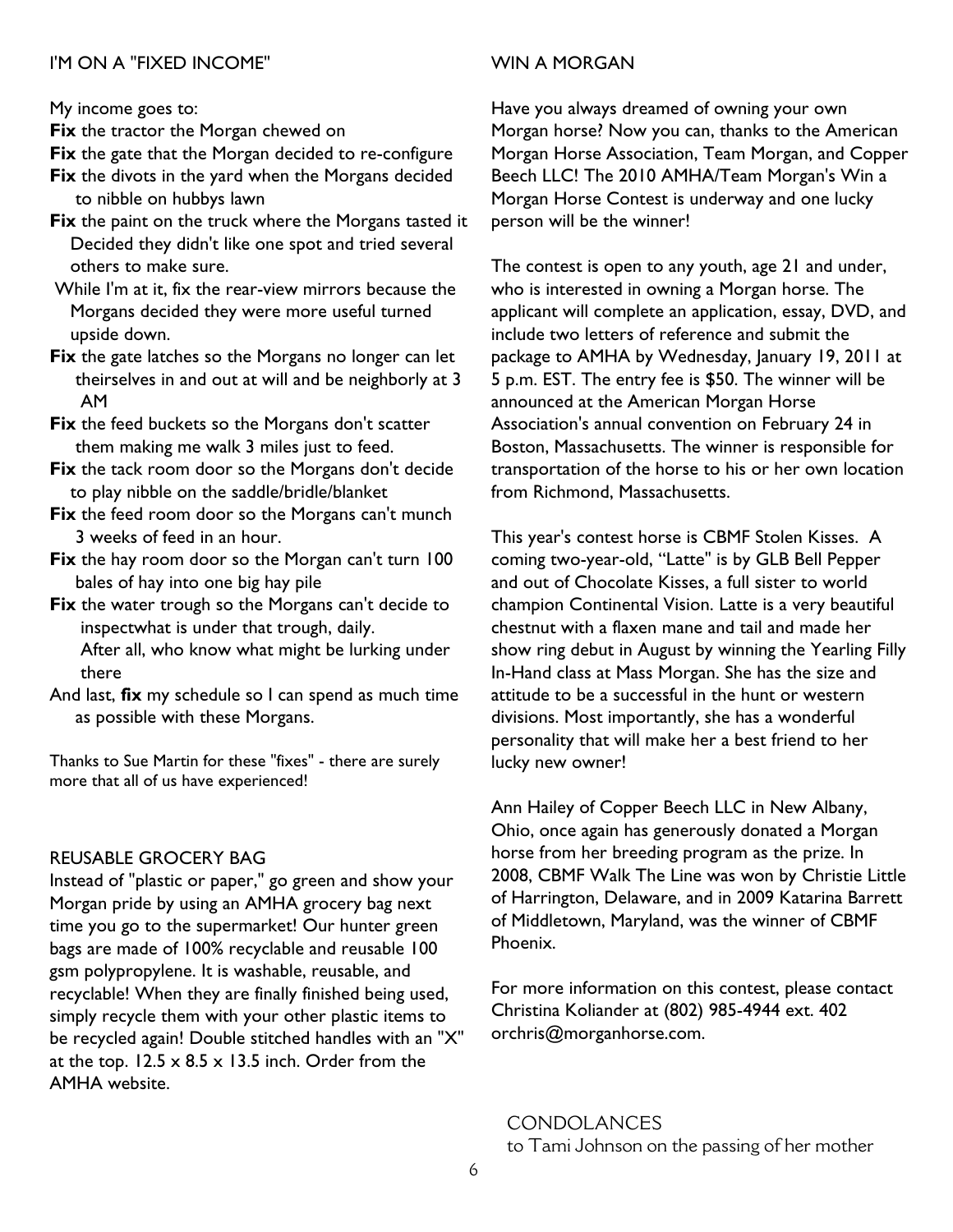## I'M ON A "FIXED INCOME"

My income goes to:

**Fix** the tractor the Morgan chewed on

**Fix** the gate that the Morgan decided to re-configure

**Fix** the divots in the yard when the Morgans decided to nibble on hubbys lawn

**Fix** the paint on the truck where the Morgans tasted it Decided they didn't like one spot and tried several others to make sure.

While I'm at it, fix the rear-view mirrors because the Morgans decided they were more useful turned upside down.

**Fix** the gate latches so the Morgans no longer can let theirselves in and out at will and be neighborly at 3 AM

**Fix** the feed buckets so the Morgans don't scatter them making me walk 3 miles just to feed.

**Fix** the tack room door so the Morgans don't decide to play nibble on the saddle/bridle/blanket

**Fix** the feed room door so the Morgans can't munch 3 weeks of feed in an hour.

**Fix** the hay room door so the Morgan can't turn 100 bales of hay into one big hay pile

**Fix** the water trough so the Morgans can't decide to inspectwhat is under that trough, daily. After all, who know what might be lurking under there

And last, **fix** my schedule so I can spend as much time as possible with these Morgans.

Thanks to Sue Martin for these "fixes" - there are surely more that all of us have experienced!

## REUSABLE GROCERY BAG

Instead of "plastic or paper," go green and show your Morgan pride by using an AMHA grocery bag next time you go to the supermarket! Our hunter green bags are made of 100% recyclable and reusable 100 gsm polypropylene. It is washable, reusable, and recyclable! When they are finally finished being used, simply recycle them with your other plastic items to be recycled again! Double stitched handles with an "X" at the top. 12.5 x 8.5 x 13.5 inch. Order from the AMHA website.

## WIN A MORGAN

Have you always dreamed of owning your own Morgan horse? Now you can, thanks to the American Morgan Horse Association, Team Morgan, and Copper Beech LLC! The 2010 AMHA/Team Morgan's Win a Morgan Horse Contest is underway and one lucky person will be the winner!

The contest is open to any youth, age 21 and under, who is interested in owning a Morgan horse. The applicant will complete an application, essay, DVD, and include two letters of reference and submit the package to AMHA by Wednesday, January 19, 2011 at 5 p.m. EST. The entry fee is $50. The winner will be announced at the American Morgan Horse Association's annual convention on February 24 in Boston, Massachusetts. The winner is responsible for transportation of the horse to his or her own location from Richmond, Massachusetts.

This year's contest horse is CBMF Stolen Kisses. A coming two-year-old, "Latte" is by GLB Bell Pepper and out of Chocolate Kisses, a full sister to world champion Continental Vision. Latte is a very beautiful chestnut with a flaxen mane and tail and made her show ring debut in August by winning the Yearling Filly In-Hand class at Mass Morgan. She has the size and attitude to be a successful in the hunt or western divisions. Most importantly, she has a wonderful personality that will make her a best friend to her lucky new owner!

Ann Hailey of Copper Beech LLC in New Albany, Ohio, once again has generously donated a Morgan horse from her breeding program as the prize. In 2008, CBMF Walk The Line was won by Christie Little of Harrington, Delaware, and in 2009 Katarina Barrett of Middletown, Maryland, was the winner of CBMF Phoenix.

For more information on this contest, please contact Christina Koliander at (802) 985-4944 ext. 402 orchris@morganhorse.com.

## CONDOLANCES

to Tami Johnson on the passing of her mother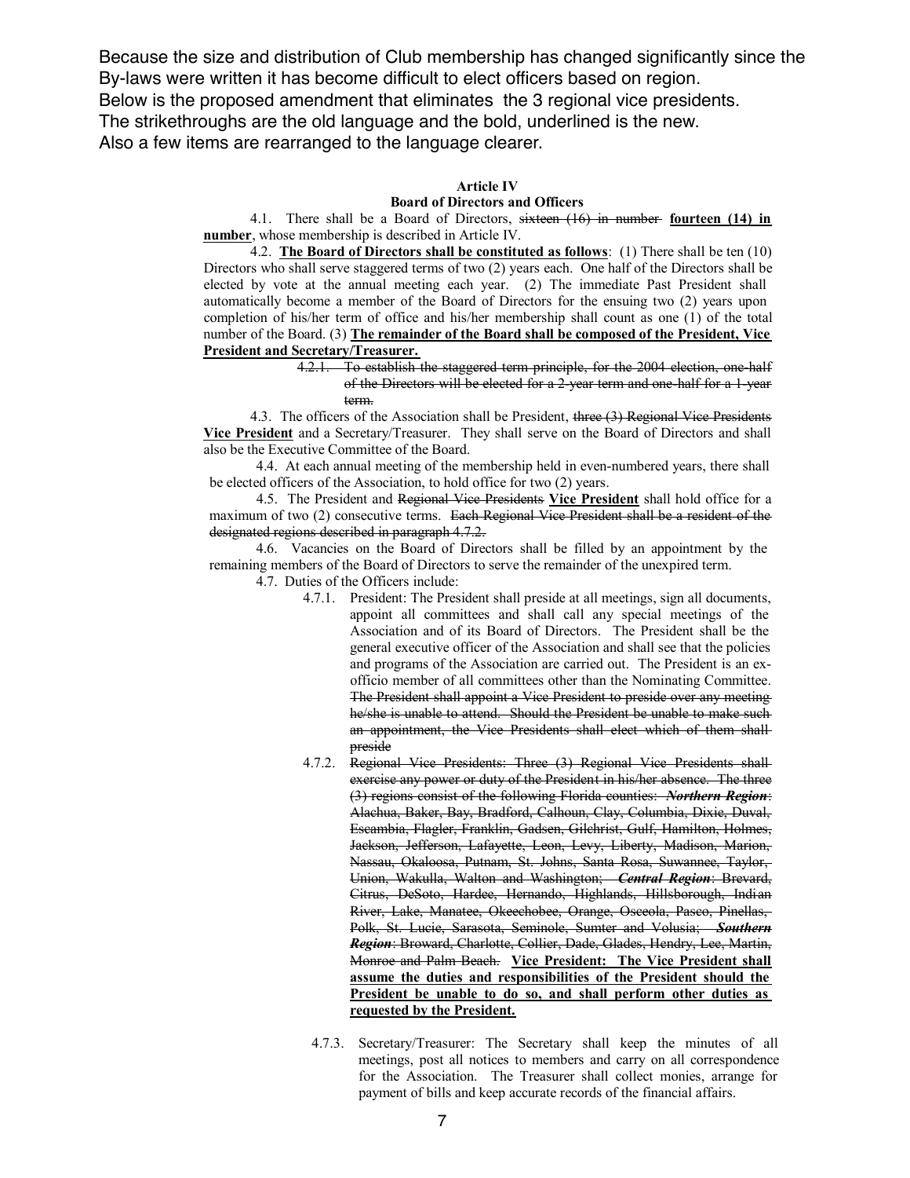Because the size and distribution of Club membership has changed significantly since the By-laws were written it has become difficult to elect officers based on region.
Below is the proposed amendment that eliminates the 3 regional vice presidents.
The strikethroughs are the old language and the bold, underlined is the new.
Also a few items are rearranged to the language clearer.

**Article IV**
**Board of Directors and Officers**

4.1. There shall be a Board of Directors, ~~sixteen (16) in number~~ **<u>fourteen (14) in number</u>**, whose membership is described in Article IV.

4.2. **<u>The Board of Directors shall be constituted as follows</u>**: (1) There shall be ten (10) Directors who shall serve staggered terms of two (2) years each. One half of the Directors shall be elected by vote at the annual meeting each year. (2) The immediate Past President shall automatically become a member of the Board of Directors for the ensuing two (2) years upon completion of his/her term of office and his/her membership shall count as one (1) of the total number of the Board. (3) **<u>The remainder of the Board shall be composed of the President, Vice President and Secretary/Treasurer.</u>**

> ~~4.2.1. To establish the staggered term principle, for the 2004 election, one-half of the Directors will be elected for a 2-year term and one-half for a 1-year term.~~

4.3. The officers of the Association shall be President, ~~three (3) Regional Vice Presidents~~ **<u>Vice President</u>** and a Secretary/Treasurer. They shall serve on the Board of Directors and shall also be the Executive Committee of the Board.

4.4. At each annual meeting of the membership held in even-numbered years, there shall be elected officers of the Association, to hold office for two (2) years.

4.5. The President and ~~Regional Vice Presidents~~ **<u>Vice President</u>** shall hold office for a maximum of two (2) consecutive terms. ~~Each Regional Vice President shall be a resident of the designated regions described in paragraph 4.7.2.~~

4.6. Vacancies on the Board of Directors shall be filled by an appointment by the remaining members of the Board of Directors to serve the remainder of the unexpired term.

4.7. Duties of the Officers include:

- 4.7.1. President: The President shall preside at all meetings, sign all documents, appoint all committees and shall call any special meetings of the Association and of its Board of Directors. The President shall be the general executive officer of the Association and shall see that the policies and programs of the Association are carried out. The President is an ex-officio member of all committees other than the Nominating Committee. ~~The President shall appoint a Vice President to preside over any meeting he/she is unable to attend. Should the President be unable to make such an appointment, the Vice Presidents shall elect which of them shall preside~~
- 4.7.2. ~~Regional Vice Presidents: Three (3) Regional Vice Presidents shall exercise any power or duty of the President in his/her absence. The three (3) regions consist of the following Florida counties: ***Northern Region***: Alachua, Baker, Bay, Bradford, Calhoun, Clay, Columbia, Dixie, Duval, Escambia, Flagler, Franklin, Gadsen, Gilchrist, Gulf, Hamilton, Holmes, Jackson, Jefferson, Lafayette, Leon, Levy, Liberty, Madison, Marion, Nassau, Okaloosa, Putnam, St. Johns, Santa Rosa, Suwannee, Taylor, Union, Wakulla, Walton and Washington; ***Central Region***: Brevard, Citrus, DeSoto, Hardee, Hernando, Highlands, Hillsborough, Indian River, Lake, Manatee, Okeechobee, Orange, Osceola, Pasco, Pinellas, Polk, St. Lucie, Sarasota, Seminole, Sumter and Volusia; ***Southern Region***: Broward, Charlotte, Collier, Dade, Glades, Hendry, Lee, Martin, Monroe and Palm Beach.~~ **<u>Vice President: The Vice President shall assume the duties and responsibilities of the President should the President be unable to do so, and shall perform other duties as requested by the President.</u>**
- 4.7.3. Secretary/Treasurer: The Secretary shall keep the minutes of all meetings, post all notices to members and carry on all correspondence for the Association. The Treasurer shall collect monies, arrange for payment of bills and keep accurate records of the financial affairs.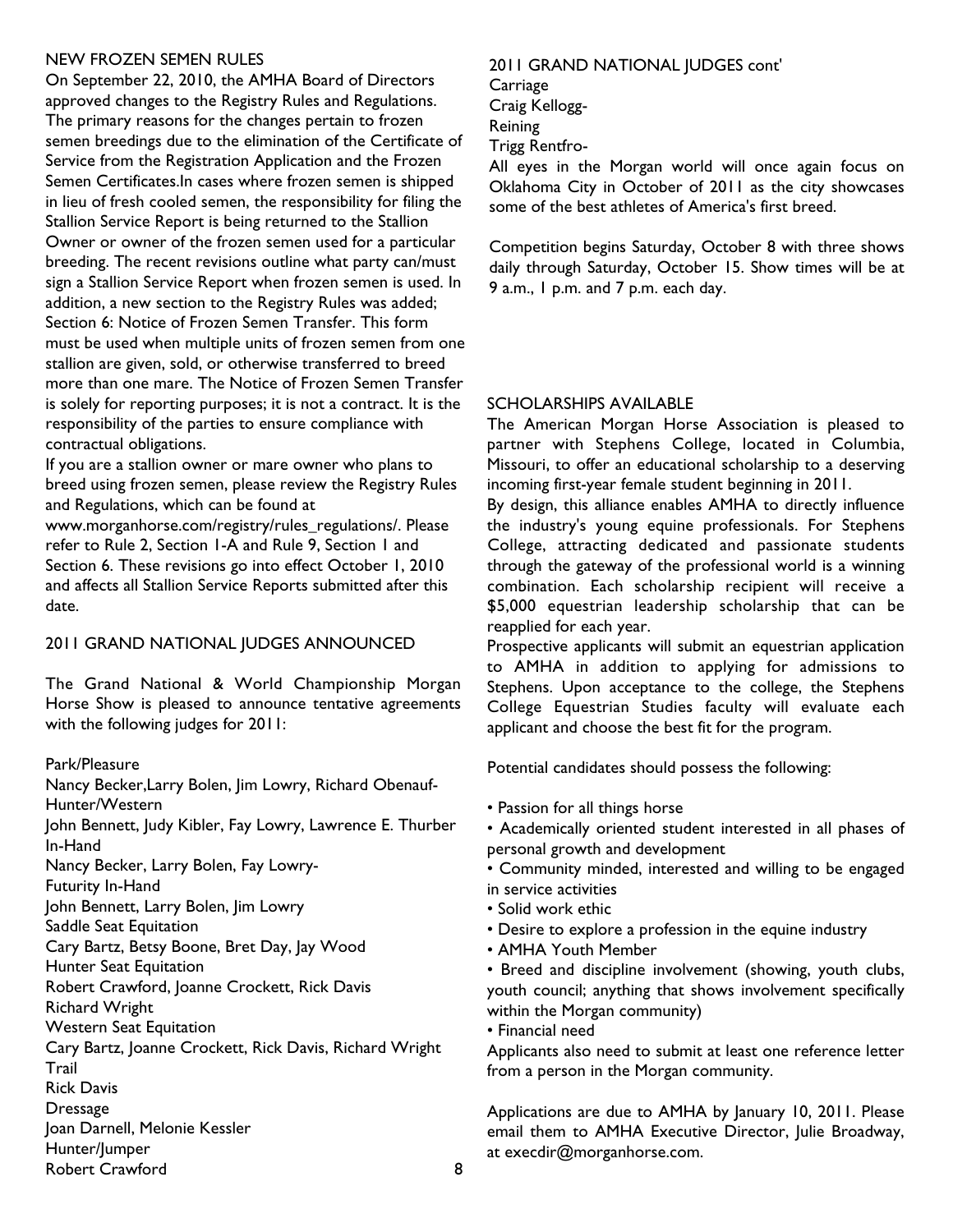## NEW FROZEN SEMEN RULES

On September 22, 2010, the AMHA Board of Directors approved changes to the Registry Rules and Regulations. The primary reasons for the changes pertain to frozen semen breedings due to the elimination of the Certificate of Service from the Registration Application and the Frozen Semen Certificates.In cases where frozen semen is shipped in lieu of fresh cooled semen, the responsibility for filing the Stallion Service Report is being returned to the Stallion Owner or owner of the frozen semen used for a particular breeding. The recent revisions outline what party can/must sign a Stallion Service Report when frozen semen is used. In addition, a new section to the Registry Rules was added; Section 6: Notice of Frozen Semen Transfer. This form must be used when multiple units of frozen semen from one stallion are given, sold, or otherwise transferred to breed more than one mare. The Notice of Frozen Semen Transfer is solely for reporting purposes; it is not a contract. It is the responsibility of the parties to ensure compliance with contractual obligations.

If you are a stallion owner or mare owner who plans to breed using frozen semen, please review the Registry Rules and Regulations, which can be found at www.morganhorse.com/registry/rules_regulations/. Please refer to Rule 2, Section 1-A and Rule 9, Section 1 and Section 6. These revisions go into effect October 1, 2010 and affects all Stallion Service Reports submitted after this date.

## 2011 GRAND NATIONAL JUDGES ANNOUNCED

The Grand National & World Championship Morgan Horse Show is pleased to announce tentative agreements with the following judges for 2011:

Park/Pleasure
Nancy Becker,Larry Bolen, Jim Lowry, Richard Obenauf-
Hunter/Western
John Bennett, Judy Kibler, Fay Lowry, Lawrence E. Thurber
In-Hand
Nancy Becker, Larry Bolen, Fay Lowry-
Futurity In-Hand
John Bennett, Larry Bolen, Jim Lowry
Saddle Seat Equitation
Cary Bartz, Betsy Boone, Bret Day, Jay Wood
Hunter Seat Equitation
Robert Crawford, Joanne Crockett, Rick Davis
Richard Wright
Western Seat Equitation
Cary Bartz, Joanne Crockett, Rick Davis, Richard Wright
Trail
Rick Davis
Dressage
Joan Darnell, Melonie Kessler
Hunter/Jumper
Robert Crawford

2011 GRAND NATIONAL JUDGES cont'
Carriage
Craig Kellogg-
Reining
Trigg Rentfro-

All eyes in the Morgan world will once again focus on Oklahoma City in October of 2011 as the city showcases some of the best athletes of America's first breed.

Competition begins Saturday, October 8 with three shows daily through Saturday, October 15. Show times will be at 9 a.m., 1 p.m. and 7 p.m. each day.

## SCHOLARSHIPS AVAILABLE

The American Morgan Horse Association is pleased to partner with Stephens College, located in Columbia, Missouri, to offer an educational scholarship to a deserving incoming first-year female student beginning in 2011.

By design, this alliance enables AMHA to directly influence the industry's young equine professionals. For Stephens College, attracting dedicated and passionate students through the gateway of the professional world is a winning combination. Each scholarship recipient will receive a $5,000 equestrian leadership scholarship that can be reapplied for each year.

Prospective applicants will submit an equestrian application to AMHA in addition to applying for admissions to Stephens. Upon acceptance to the college, the Stephens College Equestrian Studies faculty will evaluate each applicant and choose the best fit for the program.

Potential candidates should possess the following:

- Passion for all things horse
- Academically oriented student interested in all phases of personal growth and development
- Community minded, interested and willing to be engaged in service activities
- Solid work ethic
- Desire to explore a profession in the equine industry
- AMHA Youth Member
- Breed and discipline involvement (showing, youth clubs, youth council; anything that shows involvement specifically within the Morgan community)
- Financial need

Applicants also need to submit at least one reference letter from a person in the Morgan community.

Applications are due to AMHA by January 10, 2011. Please email them to AMHA Executive Director, Julie Broadway, at execdir@morganhorse.com.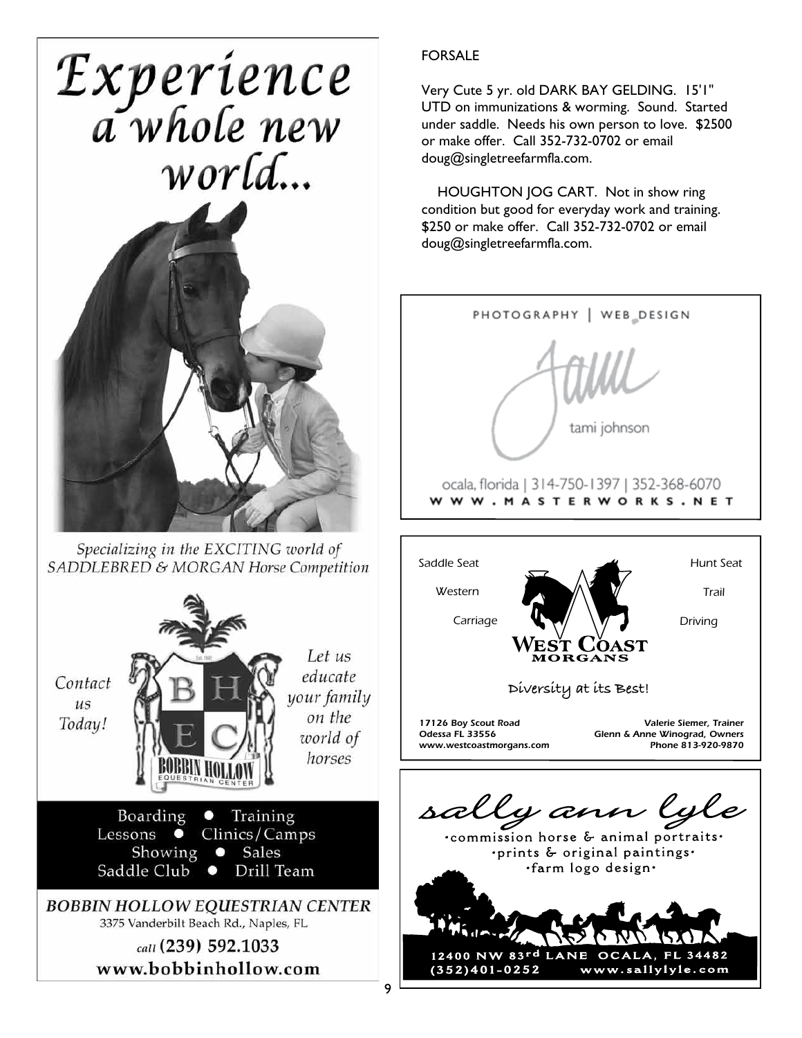# Experience a whole new world...

*Specializing in the EXCITING world of SADDLEBRED & MORGAN Horse Competition*

*Contact us Today!*

BOBBIN HOLLOW EQUESTRIAN CENTER

*Let us educate your family on the world of horses*

Boarding • Training
Lessons • Clinics/Camps
Showing • Sales
Saddle Club • Drill Team

**BOBBIN HOLLOW EQUESTRIAN CENTER**
3375 Vanderbilt Beach Rd., Naples, FL
*call* **(239) 592.1033**
**www.bobbinhollow.com**

FORSALE

Very Cute 5 yr. old DARK BAY GELDING. 15'1" UTD on immunizations & worming. Sound. Started under saddle. Needs his own person to love. $2500 or make offer. Call 352-732-0702 or email doug@singletreefarmfla.com.

HOUGHTON JOG CART. Not in show ring condition but good for everyday work and training. $250 or make offer. Call 352-732-0702 or email doug@singletreefarmfla.com.

PHOTOGRAPHY | WEB DESIGN

Tami

tami johnson

ocala, florida | 314-750-1397 | 352-368-6070
WWW.MASTERWORKS.NET

*Saddle Seat* — *Hunt Seat*
*Western* — *Trail*
*Carriage* — *Driving*

**WEST COAST MORGANS**

Diversity at its Best!

*17126 Boy Scout Road*
*Odessa FL 33556*
*www.westcoastmorgans.com*

*Valerie Siemer, Trainer*
*Glenn & Anne Winograd, Owners*
*Phone 813-920-9870*

*sally ann lyle*

•commission horse & animal portraits•
•prints & original paintings•
•farm logo design•

12400 NW 83rd LANE OCALA, FL 34482
(352)401-0252 www.sallylyle.com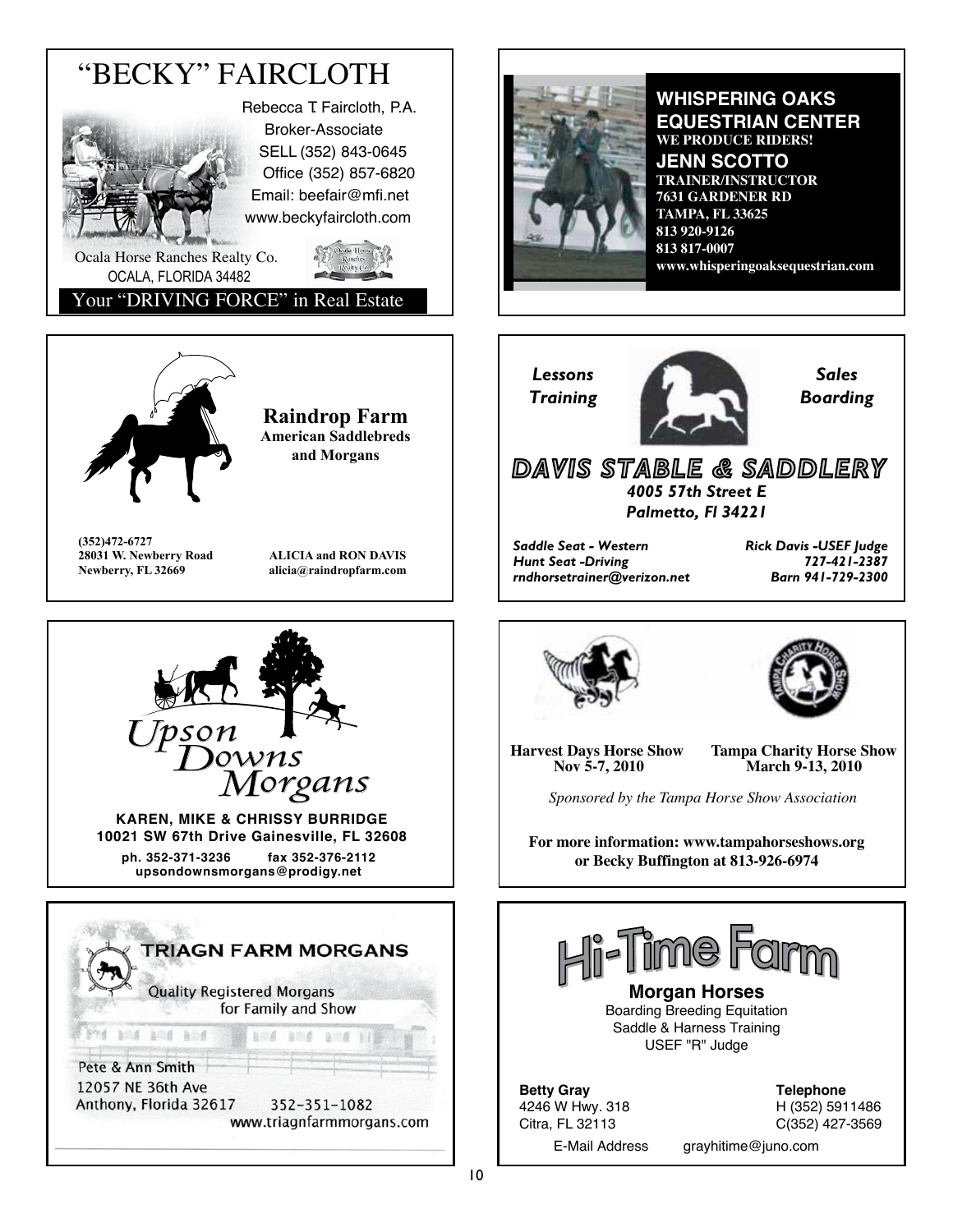# "BECKY" FAIRCLOTH

Rebecca T. Faircloth, P.A.
Broker-Associate
SELL (352) 843-0645
Office (352) 857-6820
Email: beefair@mfi.net
www.beckyfaircloth.com

Ocala Horse Ranches Realty Co.
OCALA, FLORIDA 34482

Your "DRIVING FORCE" in Real Estate

---

## WHISPERING OAKS EQUESTRIAN CENTER

**WE PRODUCE RIDERS!**

## JENN SCOTTO

**TRAINER/INSTRUCTOR**
**7631 GARDENER RD**
**TAMPA, FL 33625**
**813 920-9126**
**813 817-0007**
**www.whisperingoaksequestrian.com**

---

## Raindrop Farm

**American Saddlebreds and Morgans**

**(352)472-6727**
**28031 W. Newberry Road**
**Newberry, FL 32669**

**ALICIA and RON DAVIS**
**alicia@raindropfarm.com**

---

*Lessons*
*Training*

*Sales*
*Boarding*

## DAVIS STABLE & SADDLERY

*4005 57th Street E*
*Palmetto, Fl 34221*

*Saddle Seat - Western*
*Hunt Seat -Driving*
*rndhorsetrainer@verizon.net*

*Rick Davis -USEF Judge*
*727-421-2387*
*Barn 941-729-2300*

---

## *Upson Downs Morgans*

**KAREN, MIKE & CHRISSY BURRIDGE**
**10021 SW 67th Drive Gainesville, FL 32608**
**ph. 352-371-3236 fax 352-376-2112**
**upsondownsmorgans@prodigy.net**

---

**Harvest Days Horse Show**
**Nov 5-7, 2010**

**Tampa Charity Horse Show**
**March 9-13, 2010**

*Sponsored by the Tampa Horse Show Association*

**For more information: www.tampahorseshows.org or Becky Buffington at 813-926-6974**

---

## TRIAGN FARM MORGANS

Quality Registered Morgans for Family and Show

Pete & Ann Smith
12057 NE 36th Ave
Anthony, Florida 32617
352-351-1082
www.triagnfarmmorgans.com

---

## Hi-Time Farm

**Morgan Horses**

Boarding Breeding Equitation
Saddle & Harness Training
USEF "R" Judge

**Betty Gray**
4246 W Hwy. 318
Citra, FL 32113

**Telephone**
H (352) 5911486
C(352) 427-3569

E-Mail Address grayhitime@juno.com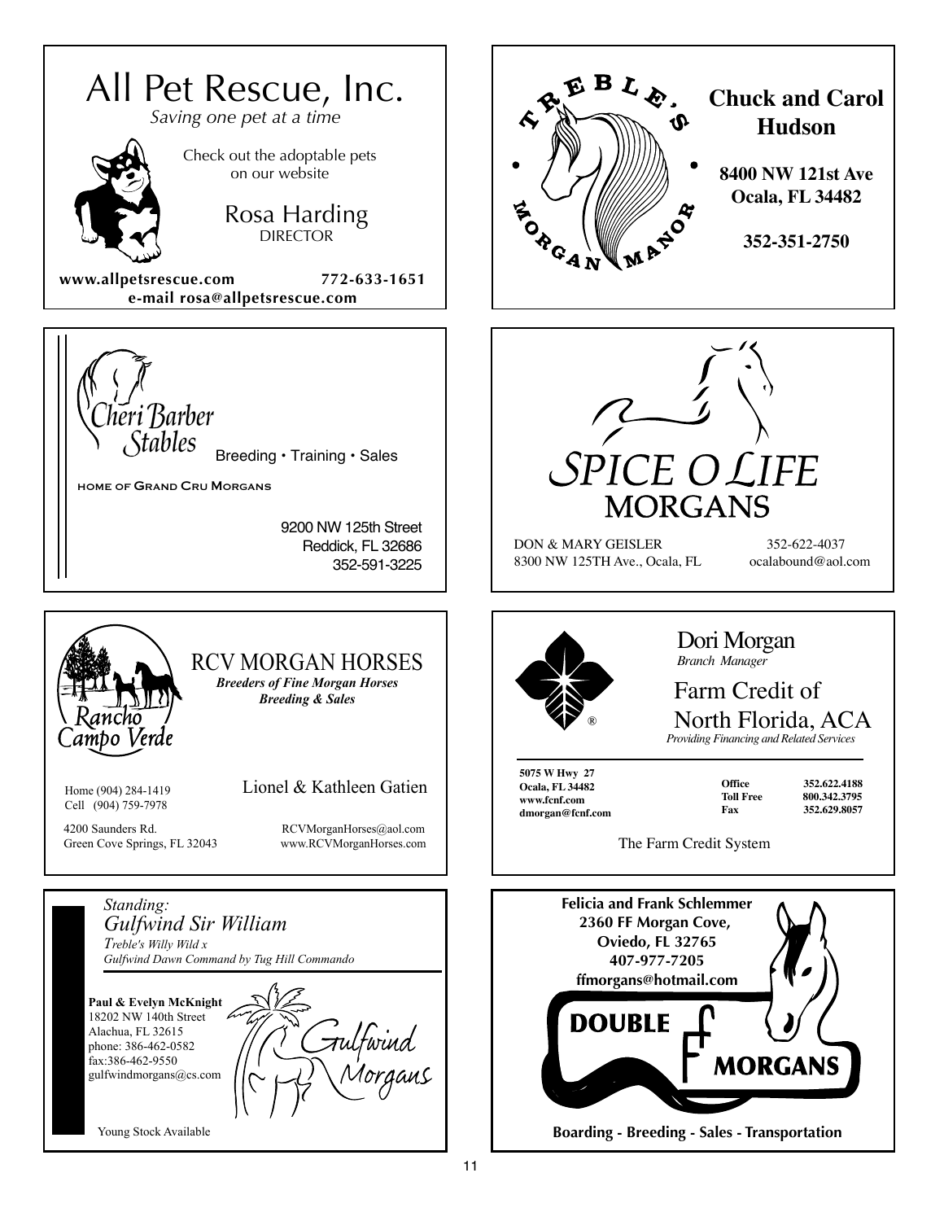## All Pet Rescue, Inc.

*Saving one pet at a time*

Check out the adoptable pets on our website

Rosa Harding
DIRECTOR

**www.allpetsrescue.com** **772-633-1651**
**e-mail rosa@allpetsrescue.com**

---

TREBLE'S MORGAN MANOR

**Chuck and Carol Hudson**

**8400 NW 121st Ave**
**Ocala, FL 34482**

**352-351-2750**

---

Cheri Barber Stables

Breeding • Training • Sales

HOME OF GRAND CRU MORGANS

9200 NW 125th Street
Reddick, FL 32686
352-591-3225

---

SPICE O LIFE MORGANS

DON & MARY GEISLER 352-622-4037
8300 NW 125TH Ave., Ocala, FL ocalabound@aol.com

---

Rancho Campo Verde

RCV MORGAN HORSES

***Breeders of Fine Morgan Horses***
***Breeding & Sales***

Home (904) 284-1419
Cell (904) 759-7978

Lionel & Kathleen Gatien

4200 Saunders Rd.
Green Cove Springs, FL 32043

RCVMorganHorses@aol.com
www.RCVMorganHorses.com

---

Dori Morgan
*Branch Manager*

Farm Credit of North Florida, ACA
*Providing Financing and Related Services*

**5075 W Hwy 27**
**Ocala, FL 34482**
**www.fcnf.com**
**dmorgan@fcnf.com**

| | |
|---|---|
| **Office** | **352.622.4188** |
| **Toll Free** | **800.342.3795** |
| **Fax** | **352.629.8057** |

The Farm Credit System

---

*Standing:*
*Gulfwind Sir William*
*Treble's Willy Wild x*
*Gulfwind Dawn Command by Tug Hill Commando*

**Paul & Evelyn McKnight**
18202 NW 140th Street
Alachua, FL 32615
phone: 386-462-0582
fax:386-462-9550
gulfwindmorgans@cs.com

Gulfwind Morgans

Young Stock Available

---

**Felicia and Frank Schlemmer**
**2360 FF Morgan Cove,**
**Oviedo, FL 32765**
**407-977-7205**
**ffmorgans@hotmail.com**

DOUBLE F MORGANS

**Boarding - Breeding - Sales - Transportation**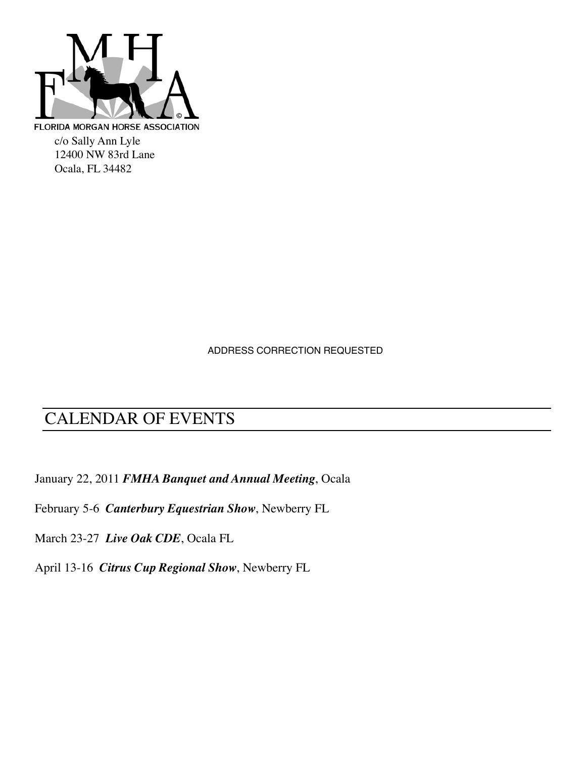FLORIDA MORGAN HORSE ASSOCIATION

c/o Sally Ann Lyle
12400 NW 83rd Lane
Ocala, FL 34482

ADDRESS CORRECTION REQUESTED

# CALENDAR OF EVENTS

January 22, 2011 ***FMHA Banquet and Annual Meeting***, Ocala

February 5-6 ***Canterbury Equestrian Show***, Newberry FL

March 23-27 ***Live Oak CDE***, Ocala FL

April 13-16 ***Citrus Cup Regional Show***, Newberry FL